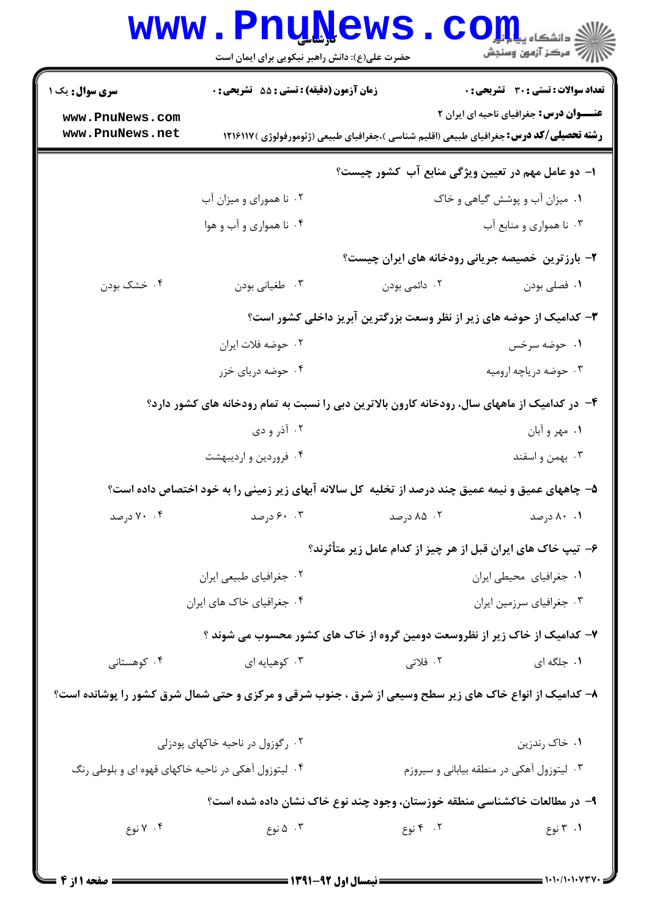**سری سؤال:** یک ۱

**زمان آزمون (دقیقه) : تستی : ۵۵ تشریحی : ۰**

**تعداد سوالات : تستی : ۳۰ تشریحی : ۰**

**عنـــوان درس:** جغرافیای ناحیه ای ایران ۲

**رشته تحصیلی/کد درس:** جغرافیای طبیعی (اقلیم شناسی )،جغرافیای طبیعی (ژئومورفولوژی )۱۲۱۶۱۱۷

**۱- دو عامل مهم در تعیین ویژگی منابع آب کشور چیست؟**

۱. میزان آب و پوشش گیاهی و خاک
۲. نا همورای و میزان آب
۳. نا هموراى و منابع آب
۴. نا همواری و آب و هوا

**۲- بارزترین خصیصه جریانی رودخانه های ایران چیست؟**

۱. فصلی بودن
۲. دائمی بودن
۳. طغیانی بودن
۴. خشک بودن

**۳- کدامیک از حوضه های زیر از نظر وسعت بزرگترین آبریز داخلی کشور است؟**

۱. حوضه سرخس
۲. حوضه فلات ایران
۳. حوضه دریاچه ارومیه
۴. حوضه دریای خزر

**۴- در کدامیک از ماههای سال، رودخانه کارون بالاترین دبی را نسبت به تمام رودخانه های کشور دارد؟**

۱. مهر و آبان
۲. آذر و دی
۳. بهمن و اسفند
۴. فروردین و اردیبهشت

**۵- چاههای عمیق و نیمه عمیق چند درصد از تخلیه کل سالانه آبهای زیر زمینی را به خود اختصاص داده است؟**

۱. ۸۰ درصد
۲. ۸۵ درصد
۳. ۶۰ درصد
۴. ۷۰ درصد

**۶- تیپ خاک های ایران قبل از هر چیز از کدام عامل زیر متأثرند؟**

۱. جغرافیای محیطی ایران
۲. جغرافیای طبیعی ایران
۳. جغرافیای سرزمین ایران
۴. جغرافیای خاک های ایران

**۷- کدامیک از خاک زیر از نظروسعت دومین گروه از خاک های کشور محسوب می شوند ؟**

۱. جلگه ای
۲. فلاتی
۳. کوهپایه ای
۴. کوهستانی

**۸- کدامیک از انواع خاک های زیر سطح وسیعی از شرق ، جنوب شرقی و مرکزی و حتی شمال شرق کشور را پوشانده است؟**

۱. خاک رندزین
۲. رگوزول در ناحیه خاکهای پودزلی
۳. لیتوزول آهکی در منطقه بیابانی و سیروزم
۴. لیتوزول آهکی در ناحیه خاکهای قهوه ای و بلوطی رنگ

**۹- در مطالعات خاکشناسی منطقه خوزستان، وجود چند نوع خاک نشان داده شده است؟**

۱. ۳ نوع
۲. ۴ نوع
۳. ۵ نوع
۴. ۷ نوع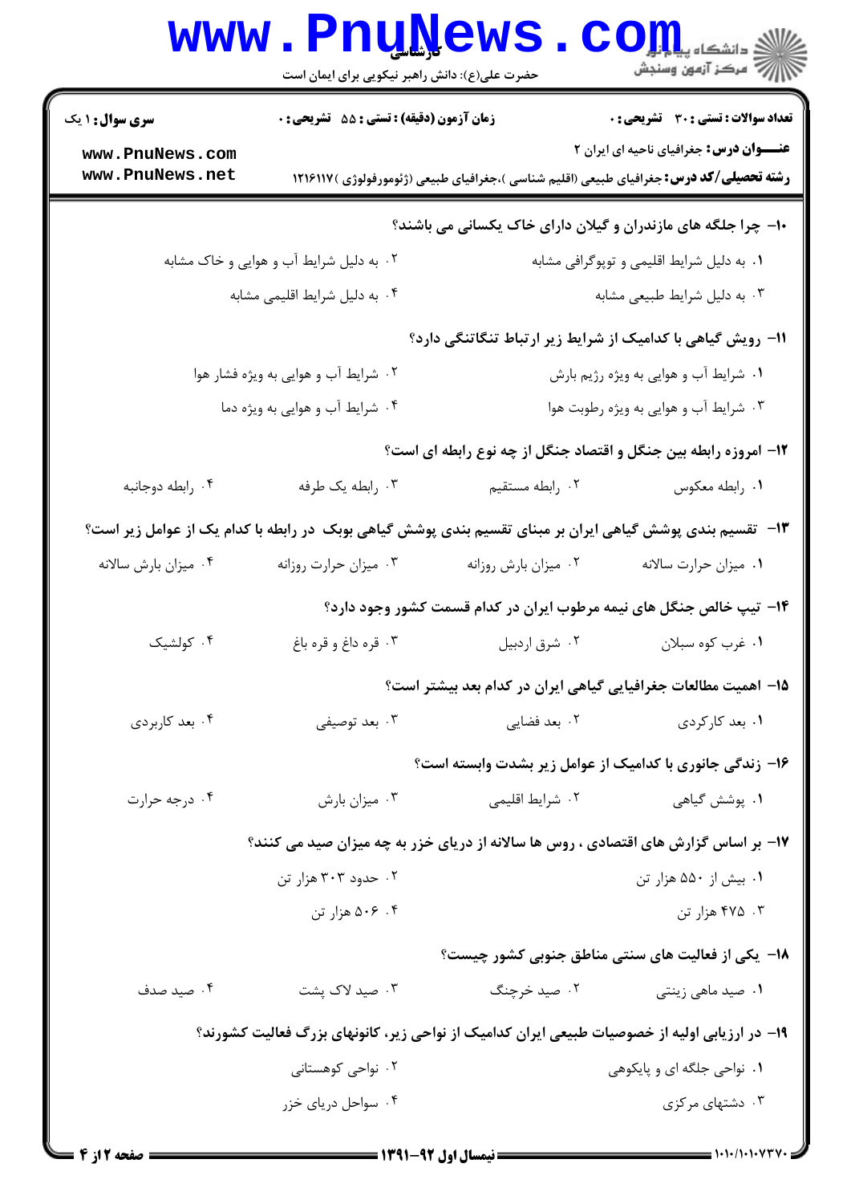**سری سوال:** ۱ یک | **زمان آزمون (دقیقه) : تستی :** ۵۵ **تشریحی :** ۰ | **تعداد سوالات : تستی :** ۳۰ **تشریحی :** ۰

**عنـــوان درس:** جغرافیای ناحیه ای ایران ۲

**رشته تحصیلی/کد درس:** جغرافیای طبیعی (اقلیم شناسی )،جغرافیای طبیعی (ژئومورفولوژی )۱۲۱۶۱۱۷

**۱۰- چرا جلگه های مازندران و گیلان دارای خاک یکسانی می باشند؟**

۱. به دلیل شرایط اقلیمی و توپوگرافی مشابه

۲. به دلیل شرایط آب و هوایی و خاک مشابه

۳. به دلیل شرایط طبیعی مشابه

۴. به دلیل شرایط اقلیمی مشابه

**۱۱- رویش گیاهی با کدامیک از شرایط زیر ارتباط تنگاتنگی دارد؟**

۱. شرایط آب و هوایی به ویژه رژیم بارش

۲. شرایط آب و هوایی به ویژه فشار هوا

۳. شرایط آب و هوایی به ویژه رطوبت هوا

۴. شرایط آب و هوایی به ویژه دما

**۱۲- امروزه رابطه بین جنگل و اقتصاد جنگل از چه نوع رابطه ای است؟**

۱. رابطه معکوس

۲. رابطه مستقیم

۳. رابطه یک طرفه

۴. رابطه دوجانبه

**۱۳- تقسیم بندی پوشش گیاهی ایران بر مبنای تقسیم بندی پوشش گیاهی بوبک در رابطه با کدام یک از عوامل زیر است؟**

۱. میزان حرارت سالانه

۲. میزان بارش روزانه

۳. میزان حرارت روزانه

۴. میزان بارش سالانه

**۱۴- تیپ خالص جنگل های نیمه مرطوب ایران در کدام قسمت کشور وجود دارد؟**

۱. غرب کوه سبلان

۲. شرق اردبیل

۳. قره داغ و قره باغ

۴. کولشیک

**۱۵- اهمیت مطالعات جغرافیایی گیاهی ایران در کدام بعد بیشتر است؟**

۱. بعد کارکردی

۲. بعد فضایی

۳. بعد توصیفی

۴. بعد کاربردی

**۱۶- زندگی جانوری با کدامیک از عوامل زیر بشدت وابسته است؟**

۱. پوشش گیاهی

۲. شرایط اقلیمی

۳. میزان بارش

۴. درجه حرارت

**۱۷- بر اساس گزارش های اقتصادی ، روس ها سالانه از دریای خزر به چه میزان صید می کنند؟**

۱. بیش از ۵۵۰ هزار تن

۲. حدود ۳۰۳ هزار تن

۳. ۴۷۵ هزار تن

۴. ۵۰۶ هزار تن

**۱۸- یکی از فعالیت های سنتی مناطق جنوبی کشور چیست؟**

۱. صید ماهی زینتی

۲. صید خرچنگ

۳. صید لاک پشت

۴. صید صدف

**۱۹- در ارزیابی اولیه از خصوصیات طبیعی ایران کدامیک از نواحی زیر، کانونهای بزرگ فعالیت کشورند؟**

۱. نواحی جلگه ای و پایکوهی

۲. نواحی کوهستانی

۳. دشتهای مرکزی

۴. سواحل دریای خزر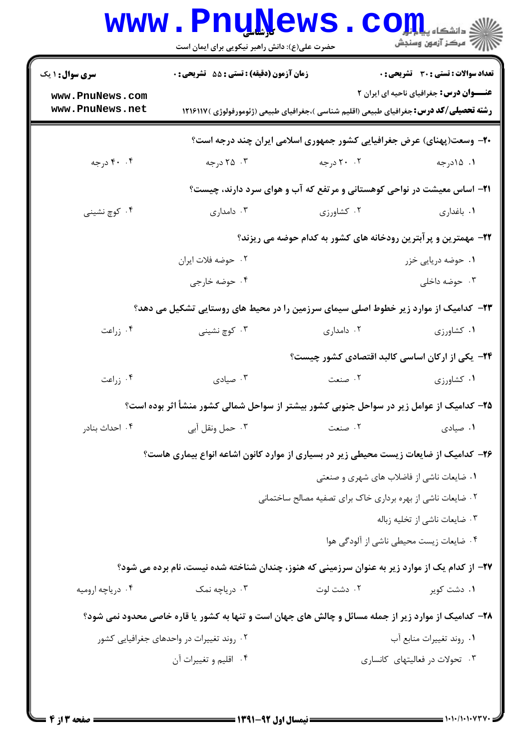۲۰- وسعت(پهنای) عرض جغرافیایی کشور جمهوری اسلامی ایران چند درجه است؟

۱. ۱۵درجه
۲. ۲۰ درجه
۳. ۲۵ درجه
۴. ۴۰ درجه

۲۱- اساس معیشت در نواحی کوهستانی و مرتفع که آب و هوای سرد دارند، چیست؟

۱. باغداری
۲. کشاورزی
۳. دامداری
۴. کوچ نشینی

۲۲- مهمترین و پرآبترین رودخانه های کشور به کدام حوضه می ریزند؟

۱. حوضه دریایی خزر
۲. حوضه فلات ایران
۳. حوضه داخلی
۴. حوضه خارجی

۲۳- کدامیک از موارد زیر خطوط اصلی سیمای سرزمین را در محیط های روستایی تشکیل می دهد؟

۱. کشاورزی
۲. دامداری
۳. کوچ نشینی
۴. زراعت

۲۴- یکی از ارکان اساسی کالبد اقتصادی کشور چیست؟

۱. کشاورزی
۲. صنعت
۳. صیادی
۴. زراعت

۲۵- کدامیک از عوامل زیر در سواحل جنوبی کشور بیشتر از سواحل شمالی کشور منشأ اثر بوده است؟

۱. صیادی
۲. صنعت
۳. حمل ونقل آبی
۴. احداث بنادر

۲۶- کدامیک از ضایعات زیست محیطی زیر در بسیاری از موارد کانون اشاعه انواع بیماری هاست؟

۱. ضایعات ناشی از فاضلاب های شهری و صنعتی
۲. ضایعات ناشی از بهره برداری خاک برای تصفیه مصالح ساختمانی
۳. ضایعات ناشی از تخلیه زباله
۴. ضایعات زیست محیطی ناشی از آلودگی هوا

۲۷- از کدام یک از موارد زیر به عنوان سرزمینی که هنوز، چندان شناخته شده نیست، نام برده می شود؟

۱. دشت کویر
۲. دشت لوت
۳. دریاچه نمک
۴. دریاچه ارومیه

۲۸- کدامیک از موارد زیر از جمله مسائل و چالش های جهان است و تنها به کشور یا قاره خاصی محدود نمی شود؟

۱. روند تغییرات منابع آب
۲. روند تغییرات در واحدهای جغرافیایی کشور
۳. تحولات در فعالیتهای کانساری
۴. اقلیم و تغییرات آن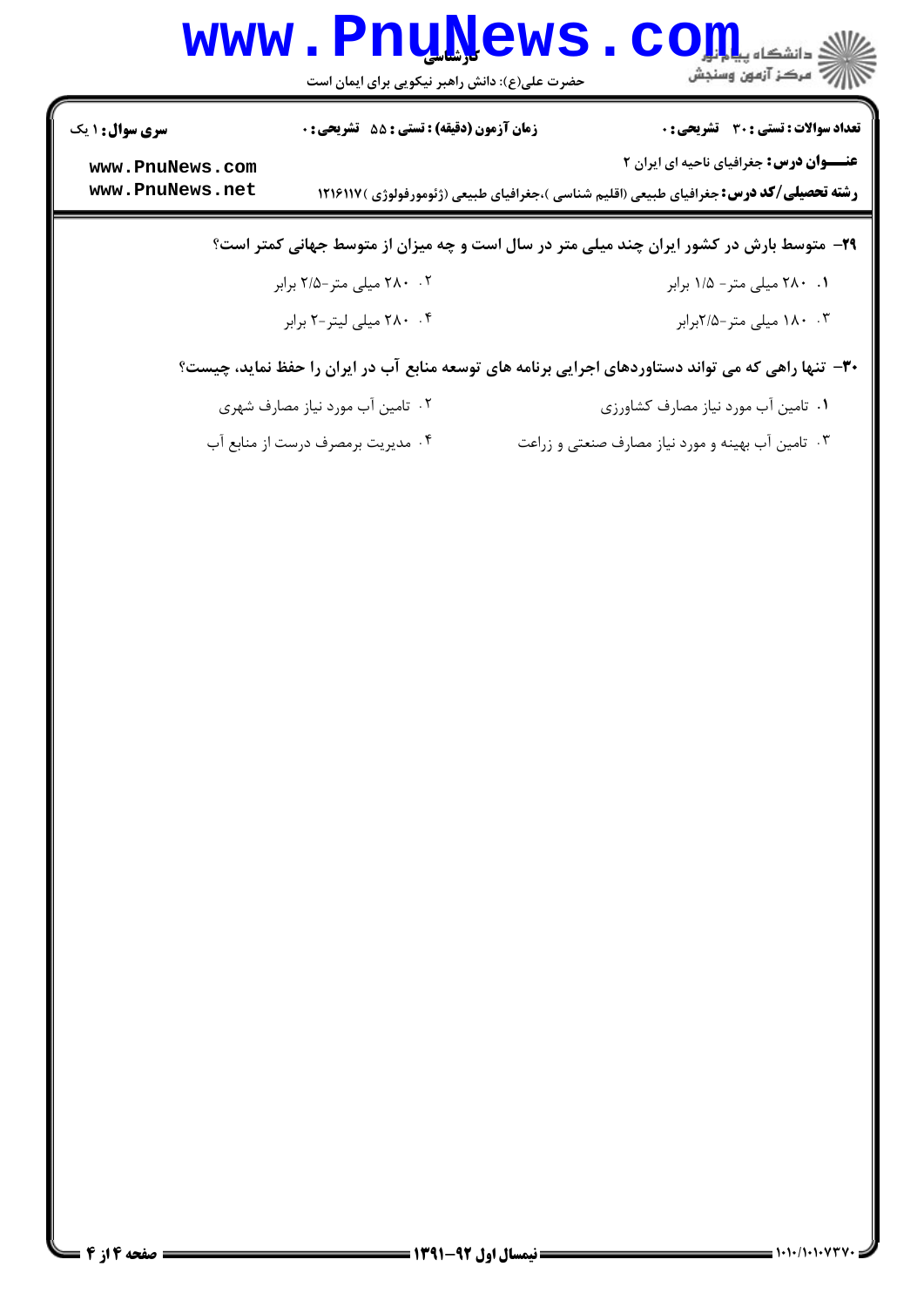**۲۹- متوسط بارش در کشور ایران چند میلی متر در سال است و چه میزان از متوسط جهانی کمتر است؟**

۱. ۲۸۰ میلی متر- ۱/۵ برابر

۲. ۲۸۰ میلی متر-۲/۵ برابر

۳. ۱۸۰ میلی متر-۲/۵برابر

۴. ۲۸۰ میلی لیتر-۲ برابر

**۳۰- تنها راهی که می تواند دستاوردهای اجرایی برنامه های توسعه منابع آب در ایران را حفظ نماید، چیست؟**

۱. تامین آب مورد نیاز مصارف کشاورزی

۲. تامین آب مورد نیاز مصارف شهری

۳. تامین آب بهینه و مورد نیاز مصارف صنعتی و زراعت

۴. مدیریت برمصرف درست از منابع آب